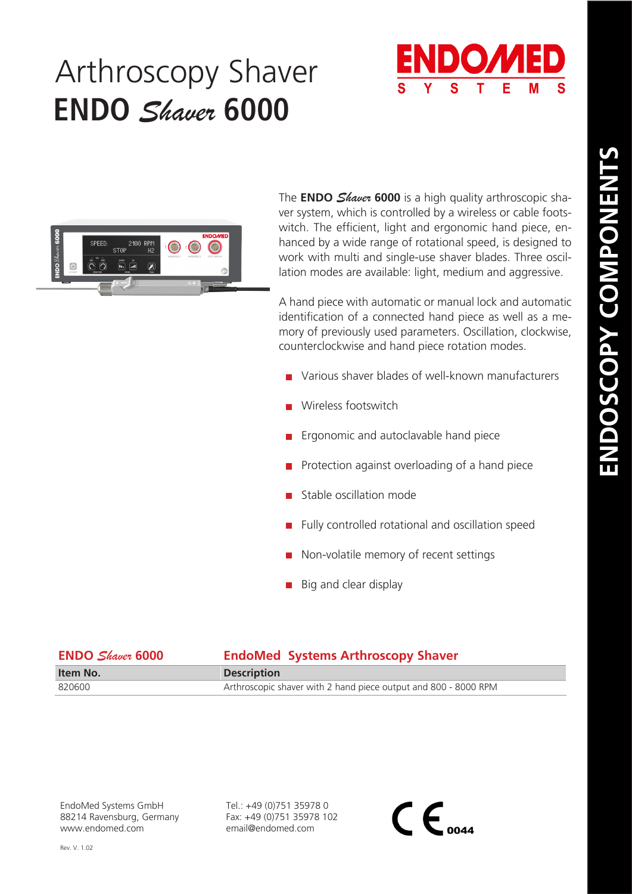# Arthroscopy Shaver
# ENDO *Shaver* 6000

ENDOMED SYSTEMS

ENDOSCOPY COMPONENTS

The **ENDO *Shaver* 6000** is a high quality arthroscopic shaver system, which is controlled by a wireless or cable footswitch. The efficient, light and ergonomic hand piece, enhanced by a wide range of rotational speed, is designed to work with multi and single-use shaver blades. Three oscillation modes are available: light, medium and aggressive.

A hand piece with automatic or manual lock and automatic identification of a connected hand piece as well as a memory of previously used parameters. Oscillation, clockwise, counterclockwise and hand piece rotation modes.

- Various shaver blades of well-known manufacturers
- Wireless footswitch
- Ergonomic and autoclavable hand piece
- Protection against overloading of a hand piece
- Stable oscillation mode
- Fully controlled rotational and oscillation speed
- Non-volatile memory of recent settings
- Big and clear display

| ENDO *Shaver* 6000 | EndoMed Systems Arthroscopy Shaver |
|---|---|
| **Item No.** | **Description** |
| 820600 | Arthroscopic shaver with 2 hand piece output and 800 - 8000 RPM |

EndoMed Systems GmbH
88214 Ravensburg, Germany
www.endomed.com

Tel.: +49 (0)751 35978 0
Fax: +49 (0)751 35978 102
email@endomed.com

CE 0044

Rev. V. 1.02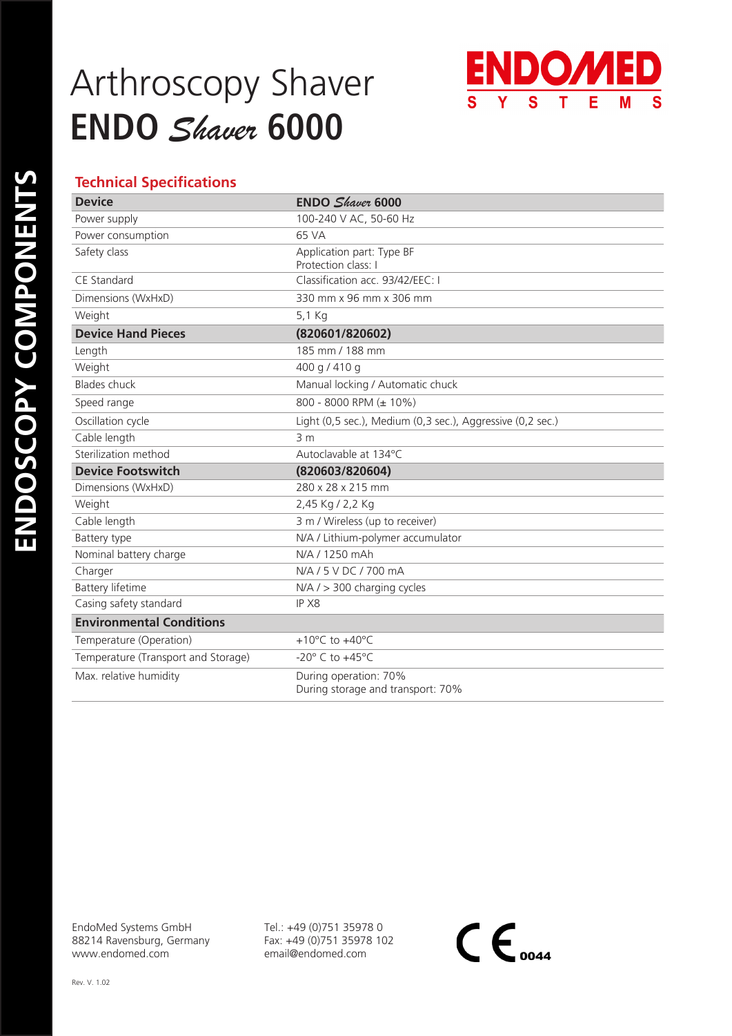# Arthroscopy Shaver

# ENDO *Shaver* 6000

ENDOMED SYSTEMS

ENDOSCOPY COMPONENTS

## Technical Specifications

| **Device** | **ENDO *Shaver* 6000** |
|---|---|
| Power supply | 100-240 V AC, 50-60 Hz |
| Power consumption | 65 VA |
| Safety class | Application part: Type BF<br>Protection class: I |
| CE Standard | Classification acc. 93/42/EEC: I |
| Dimensions (WxHxD) | 330 mm x 96 mm x 306 mm |
| Weight | 5,1 Kg |
| **Device Hand Pieces** | **(820601/820602)** |
| Length | 185 mm / 188 mm |
| Weight | 400 g / 410 g |
| Blades chuck | Manual locking / Automatic chuck |
| Speed range | 800 - 8000 RPM (± 10%) |
| Oscillation cycle | Light (0,5 sec.), Medium (0,3 sec.), Aggressive (0,2 sec.) |
| Cable length | 3 m |
| Sterilization method | Autoclavable at 134°C |
| **Device Footswitch** | **(820603/820604)** |
| Dimensions (WxHxD) | 280 x 28 x 215 mm |
| Weight | 2,45 Kg / 2,2 Kg |
| Cable length | 3 m / Wireless (up to receiver) |
| Battery type | N/A / Lithium-polymer accumulator |
| Nominal battery charge | N/A / 1250 mAh |
| Charger | N/A / 5 V DC / 700 mA |
| Battery lifetime | N/A / > 300 charging cycles |
| Casing safety standard | IP X8 |
| **Environmental Conditions** | |
| Temperature (Operation) | +10°C to +40°C |
| Temperature (Transport and Storage) | -20° C to +45°C |
| Max. relative humidity | During operation: 70%<br>During storage and transport: 70% |

EndoMed Systems GmbH
88214 Ravensburg, Germany
www.endomed.com

Tel.: +49 (0)751 35978 0
Fax: +49 (0)751 35978 102
email@endomed.com

CE 0044

Rev. V. 1.02